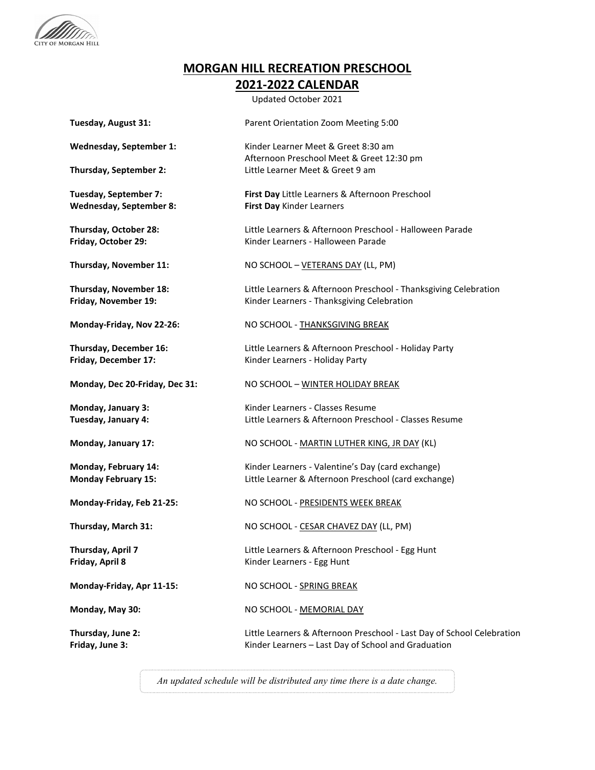CITY OF MORGAN HILL

# MORGAN HILL RECREATION PRESCHOOL
## 2021-2022 CALENDAR

Updated October 2021

**Tuesday, August 31:** Parent Orientation Zoom Meeting 5:00

**Wednesday, September 1:** Kinder Learner Meet & Greet 8:30 am
Afternoon Preschool Meet & Greet 12:30 pm
**Thursday, September 2:** Little Learner Meet & Greet 9 am

**Tuesday, September 7:** **First Day** Little Learners & Afternoon Preschool
**Wednesday, September 8:** **First Day** Kinder Learners

**Thursday, October 28:** Little Learners & Afternoon Preschool - Halloween Parade
**Friday, October 29:** Kinder Learners - Halloween Parade

**Thursday, November 11:** NO SCHOOL – VETERANS DAY (LL, PM)

**Thursday, November 18:** Little Learners & Afternoon Preschool - Thanksgiving Celebration
**Friday, November 19:** Kinder Learners - Thanksgiving Celebration

**Monday-Friday, Nov 22-26:** NO SCHOOL - THANKSGIVING BREAK

**Thursday, December 16:** Little Learners & Afternoon Preschool - Holiday Party
**Friday, December 17:** Kinder Learners - Holiday Party

**Monday, Dec 20-Friday, Dec 31:** NO SCHOOL – WINTER HOLIDAY BREAK

**Monday, January 3:** Kinder Learners - Classes Resume
**Tuesday, January 4:** Little Learners & Afternoon Preschool - Classes Resume

**Monday, January 17:** NO SCHOOL - MARTIN LUTHER KING, JR DAY (KL)

**Monday, February 14:** Kinder Learners - Valentine's Day (card exchange)
**Monday February 15:** Little Learner & Afternoon Preschool (card exchange)

**Monday-Friday, Feb 21-25:** NO SCHOOL - PRESIDENTS WEEK BREAK

**Thursday, March 31:** NO SCHOOL - CESAR CHAVEZ DAY (LL, PM)

**Thursday, April 7** Little Learners & Afternoon Preschool - Egg Hunt
**Friday, April 8** Kinder Learners - Egg Hunt

**Monday-Friday, Apr 11-15:** NO SCHOOL - SPRING BREAK

**Monday, May 30:** NO SCHOOL - MEMORIAL DAY

**Thursday, June 2:** Little Learners & Afternoon Preschool - Last Day of School Celebration
**Friday, June 3:** Kinder Learners – Last Day of School and Graduation

*An updated schedule will be distributed any time there is a date change.*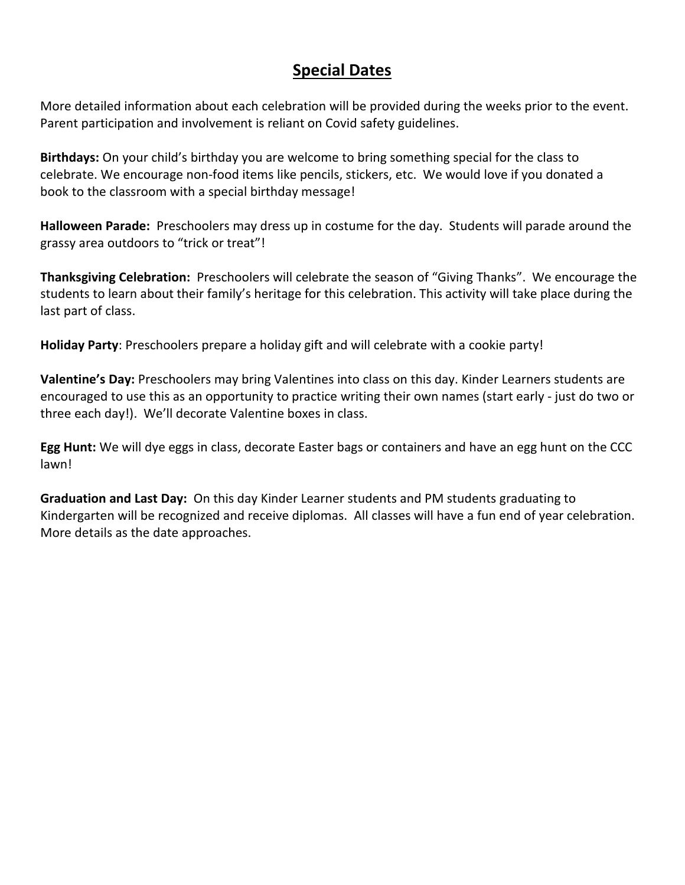## Special Dates

More detailed information about each celebration will be provided during the weeks prior to the event. Parent participation and involvement is reliant on Covid safety guidelines.

**Birthdays:** On your child's birthday you are welcome to bring something special for the class to celebrate. We encourage non-food items like pencils, stickers, etc. We would love if you donated a book to the classroom with a special birthday message!

**Halloween Parade:** Preschoolers may dress up in costume for the day. Students will parade around the grassy area outdoors to "trick or treat"!

**Thanksgiving Celebration:** Preschoolers will celebrate the season of "Giving Thanks". We encourage the students to learn about their family's heritage for this celebration. This activity will take place during the last part of class.

**Holiday Party**: Preschoolers prepare a holiday gift and will celebrate with a cookie party!

**Valentine's Day:** Preschoolers may bring Valentines into class on this day. Kinder Learners students are encouraged to use this as an opportunity to practice writing their own names (start early - just do two or three each day!). We'll decorate Valentine boxes in class.

**Egg Hunt:** We will dye eggs in class, decorate Easter bags or containers and have an egg hunt on the CCC lawn!

**Graduation and Last Day:** On this day Kinder Learner students and PM students graduating to Kindergarten will be recognized and receive diplomas. All classes will have a fun end of year celebration. More details as the date approaches.